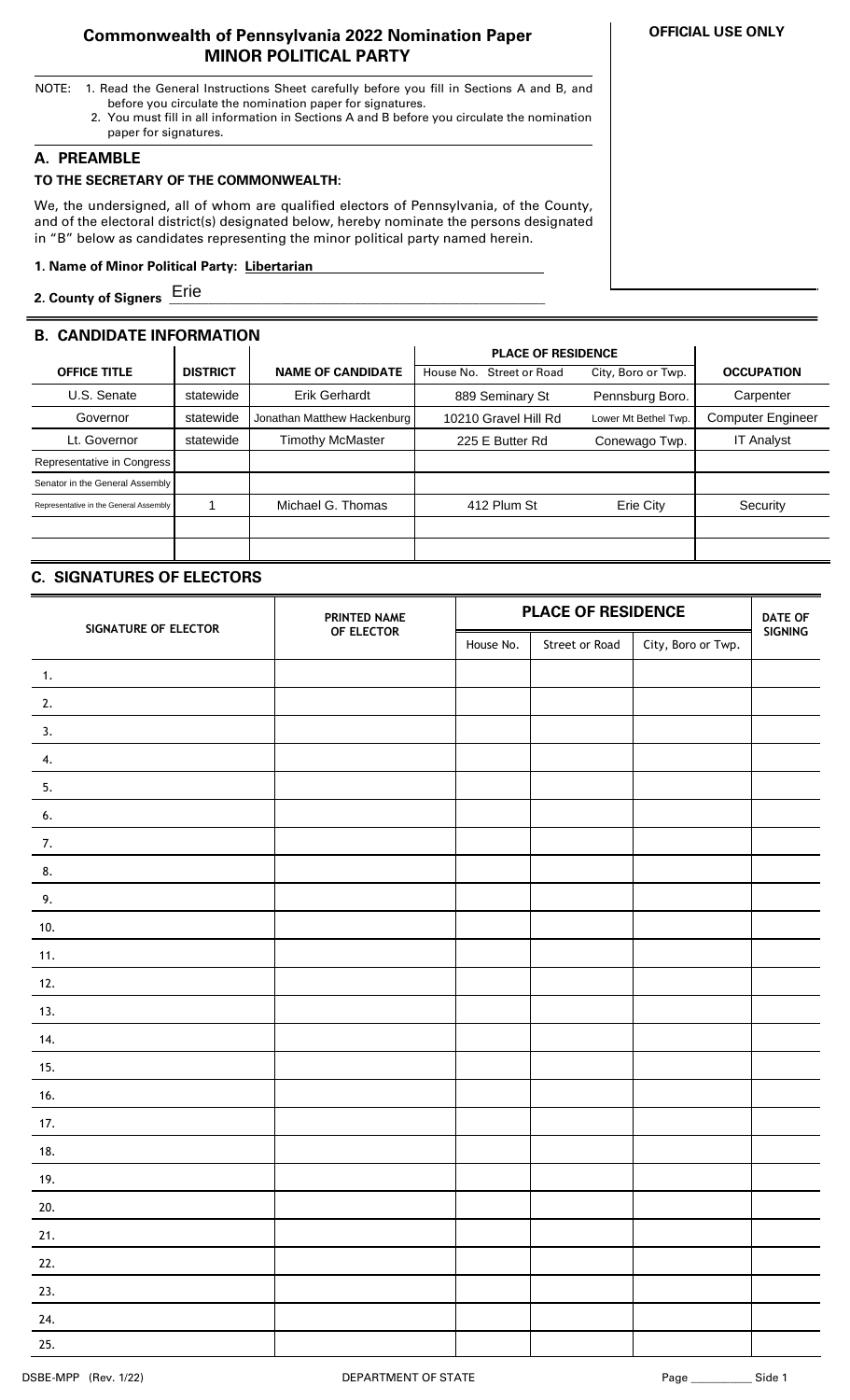# Commonwealth of Pennsylvania 2022 Nomination Paper
## MINOR POLITICAL PARTY

**OFFICIAL USE ONLY**

NOTE: 1. Read the General Instructions Sheet carefully before you fill in Sections A and B, and before you circulate the nomination paper for signatures.
2. You must fill in all information in Sections A and B before you circulate the nomination paper for signatures.

## A. PREAMBLE

**TO THE SECRETARY OF THE COMMONWEALTH:**

We, the undersigned, all of whom are qualified electors of Pennsylvania, of the County, and of the electoral district(s) designated below, hereby nominate the persons designated in "B" below as candidates representing the minor political party named herein.

**1. Name of Minor Political Party:** **Libertarian**

**2. County of Signers** Erie

## B. CANDIDATE INFORMATION

| OFFICE TITLE | DISTRICT | NAME OF CANDIDATE | PLACE OF RESIDENCE | | OCCUPATION |
|---|---|---|---|---|---|
| | | | House No. Street or Road | City, Boro or Twp. | |
| U.S. Senate | statewide | Erik Gerhardt | 889 Seminary St | Pennsburg Boro. | Carpenter |
| Governor | statewide | Jonathan Matthew Hackenburg | 10210 Gravel Hill Rd | Lower Mt Bethel Twp. | Computer Engineer |
| Lt. Governor | statewide | Timothy McMaster | 225 E Butter Rd | Conewago Twp. | IT Analyst |
| Representative in Congress | | | | | |
| Senator in the General Assembly | | | | | |
| Representative in the General Assembly | 1 | Michael G. Thomas | 412 Plum St | Erie City | Security |
| | | | | | |
| | | | | | |

## C. SIGNATURES OF ELECTORS

| SIGNATURE OF ELECTOR | PRINTED NAME OF ELECTOR | PLACE OF RESIDENCE | | | DATE OF SIGNING |
|---|---|---|---|---|---|
| | | House No. | Street or Road | City, Boro or Twp. | |
| 1. | | | | | |
| 2. | | | | | |
| 3. | | | | | |
| 4. | | | | | |
| 5. | | | | | |
| 6. | | | | | |
| 7. | | | | | |
| 8. | | | | | |
| 9. | | | | | |
| 10. | | | | | |
| 11. | | | | | |
| 12. | | | | | |
| 13. | | | | | |
| 14. | | | | | |
| 15. | | | | | |
| 16. | | | | | |
| 17. | | | | | |
| 18. | | | | | |
| 19. | | | | | |
| 20. | | | | | |
| 21. | | | | | |
| 22. | | | | | |
| 23. | | | | | |
| 24. | | | | | |
| 25. | | | | | |

DSBE-MPP (Rev. 1/22) DEPARTMENT OF STATE Page __________ Side 1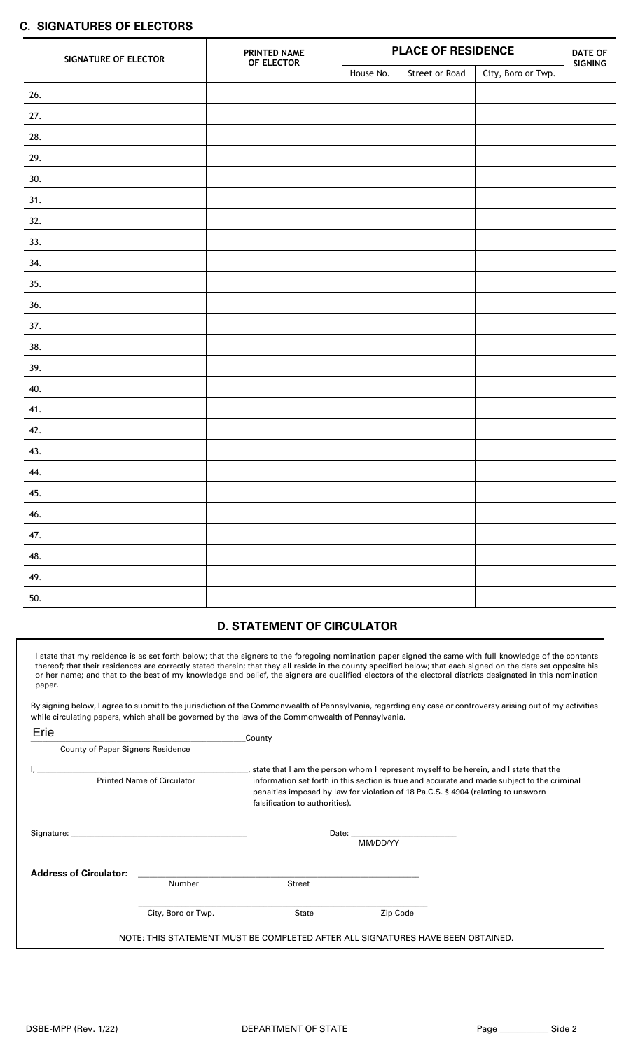## C. SIGNATURES OF ELECTORS

| SIGNATURE OF ELECTOR | PRINTED NAME OF ELECTOR | PLACE OF RESIDENCE | | | DATE OF SIGNING |
|---|---|---|---|---|---|
| | | House No. | Street or Road | City, Boro or Twp. | |
| 26. | | | | | |
| 27. | | | | | |
| 28. | | | | | |
| 29. | | | | | |
| 30. | | | | | |
| 31. | | | | | |
| 32. | | | | | |
| 33. | | | | | |
| 34. | | | | | |
| 35. | | | | | |
| 36. | | | | | |
| 37. | | | | | |
| 38. | | | | | |
| 39. | | | | | |
| 40. | | | | | |
| 41. | | | | | |
| 42. | | | | | |
| 43. | | | | | |
| 44. | | | | | |
| 45. | | | | | |
| 46. | | | | | |
| 47. | | | | | |
| 48. | | | | | |
| 49. | | | | | |
| 50. | | | | | |

## D. STATEMENT OF CIRCULATOR

I state that my residence is as set forth below; that the signers to the foregoing nomination paper signed the same with full knowledge of the contents thereof; that their residences are correctly stated therein; that they all reside in the county specified below; that each signed on the date set opposite his or her name; and that to the best of my knowledge and belief, the signers are qualified electors of the electoral districts designated in this nomination paper.

By signing below, I agree to submit to the jurisdiction of the Commonwealth of Pennsylvania, regarding any case or controversy arising out of my activities while circulating papers, which shall be governed by the laws of the Commonwealth of Pennsylvania.

Erie County
County of Paper Signers Residence

I, ______________________, state that I am the person whom I represent myself to be herein, and I state that the information set forth in this section is true and accurate and made subject to the criminal penalties imposed by law for violation of 18 Pa.C.S. § 4904 (relating to unsworn falsification to authorities).
Printed Name of Circulator

Signature: ______________________ Date: ______________________
MM/DD/YY

**Address of Circulator:** ______________________
Number Street

______________________
City, Boro or Twp. State Zip Code

NOTE: THIS STATEMENT MUST BE COMPLETED AFTER ALL SIGNATURES HAVE BEEN OBTAINED.

DSBE-MPP (Rev. 1/22) DEPARTMENT OF STATE Page ________ Side 2